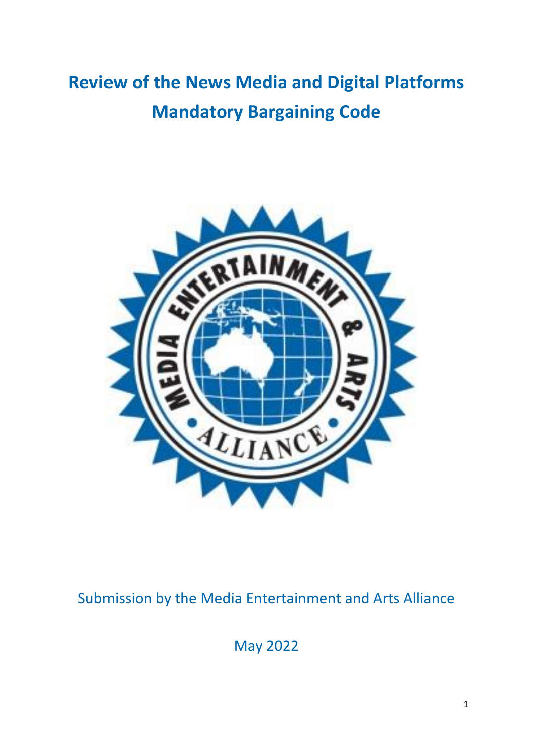# Review of the News Media and Digital Platforms Mandatory Bargaining Code

Submission by the Media Entertainment and Arts Alliance

May 2022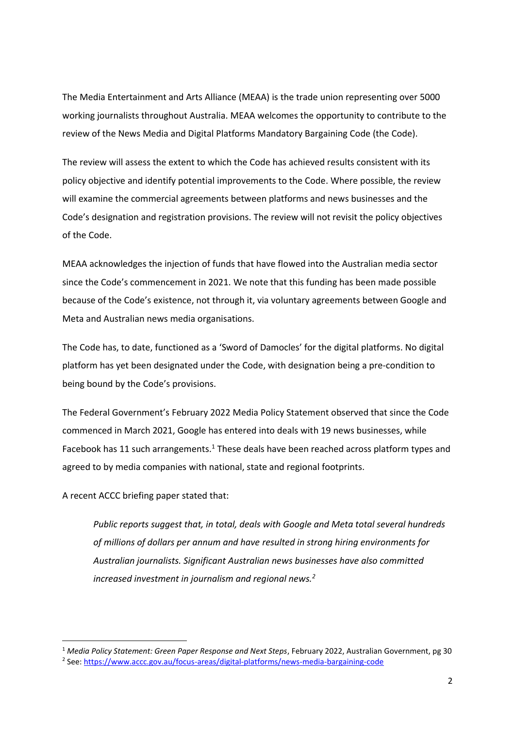The Media Entertainment and Arts Alliance (MEAA) is the trade union representing over 5000 working journalists throughout Australia. MEAA welcomes the opportunity to contribute to the review of the News Media and Digital Platforms Mandatory Bargaining Code (the Code).

The review will assess the extent to which the Code has achieved results consistent with its policy objective and identify potential improvements to the Code. Where possible, the review will examine the commercial agreements between platforms and news businesses and the Code's designation and registration provisions. The review will not revisit the policy objectives of the Code.

MEAA acknowledges the injection of funds that have flowed into the Australian media sector since the Code's commencement in 2021. We note that this funding has been made possible because of the Code's existence, not through it, via voluntary agreements between Google and Meta and Australian news media organisations.

The Code has, to date, functioned as a 'Sword of Damocles' for the digital platforms. No digital platform has yet been designated under the Code, with designation being a pre-condition to being bound by the Code's provisions.

The Federal Government's February 2022 Media Policy Statement observed that since the Code commenced in March 2021, Google has entered into deals with 19 news businesses, while Facebook has 11 such arrangements.[1] These deals have been reached across platform types and agreed to by media companies with national, state and regional footprints.

A recent ACCC briefing paper stated that:

> *Public reports suggest that, in total, deals with Google and Meta total several hundreds of millions of dollars per annum and have resulted in strong hiring environments for Australian journalists. Significant Australian news businesses have also committed increased investment in journalism and regional news.*[2]

---

[1] *Media Policy Statement: Green Paper Response and Next Steps*, February 2022, Australian Government, pg 30

[2] See: https://www.accc.gov.au/focus-areas/digital-platforms/news-media-bargaining-code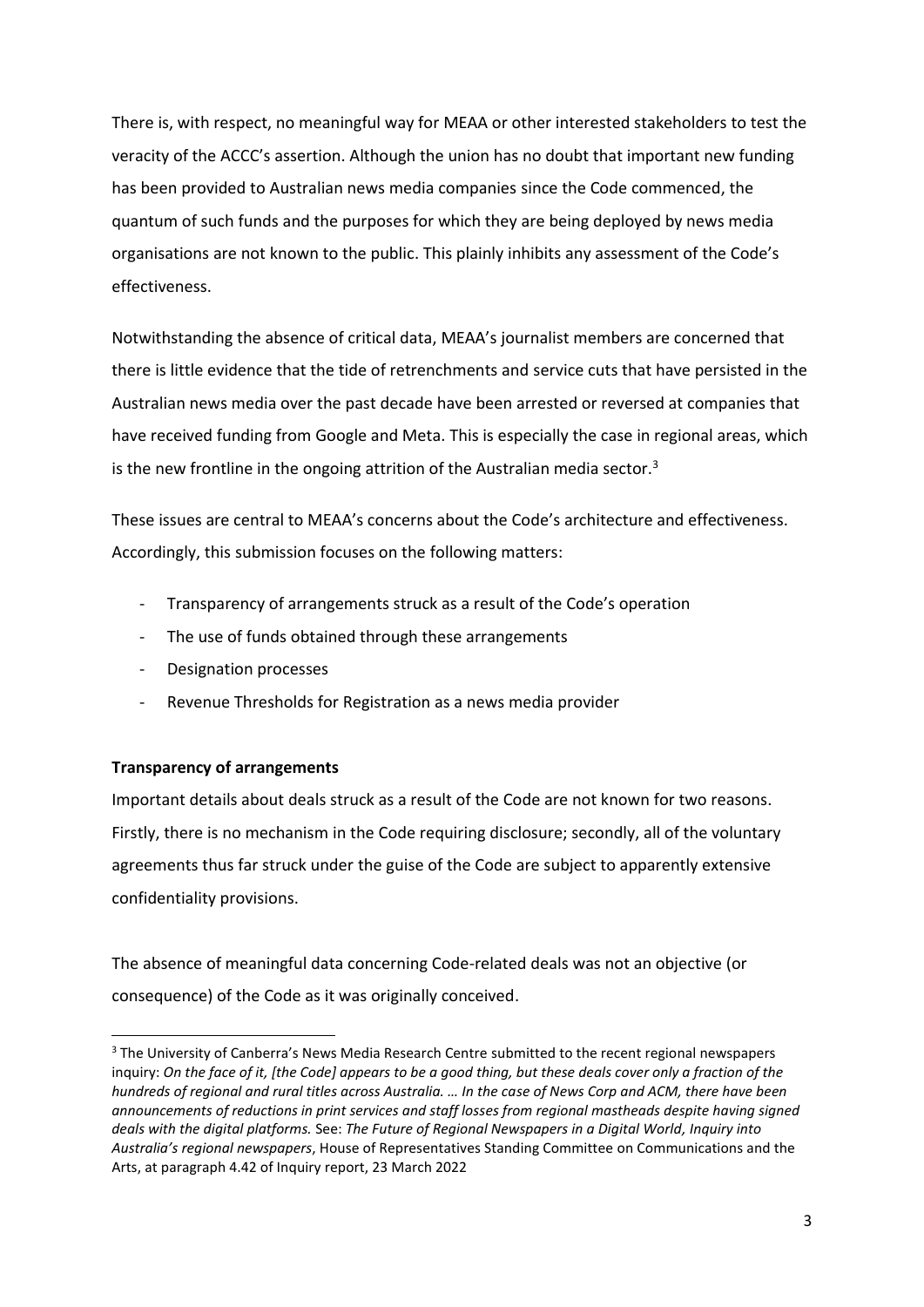There is, with respect, no meaningful way for MEAA or other interested stakeholders to test the veracity of the ACCC's assertion. Although the union has no doubt that important new funding has been provided to Australian news media companies since the Code commenced, the quantum of such funds and the purposes for which they are being deployed by news media organisations are not known to the public. This plainly inhibits any assessment of the Code's effectiveness.

Notwithstanding the absence of critical data, MEAA's journalist members are concerned that there is little evidence that the tide of retrenchments and service cuts that have persisted in the Australian news media over the past decade have been arrested or reversed at companies that have received funding from Google and Meta. This is especially the case in regional areas, which is the new frontline in the ongoing attrition of the Australian media sector.[3]

These issues are central to MEAA's concerns about the Code's architecture and effectiveness. Accordingly, this submission focuses on the following matters:

- Transparency of arrangements struck as a result of the Code's operation
- The use of funds obtained through these arrangements
- Designation processes
- Revenue Thresholds for Registration as a news media provider

**Transparency of arrangements**

Important details about deals struck as a result of the Code are not known for two reasons. Firstly, there is no mechanism in the Code requiring disclosure; secondly, all of the voluntary agreements thus far struck under the guise of the Code are subject to apparently extensive confidentiality provisions.

The absence of meaningful data concerning Code-related deals was not an objective (or consequence) of the Code as it was originally conceived.

---

[3] The University of Canberra's News Media Research Centre submitted to the recent regional newspapers inquiry: *On the face of it, [the Code] appears to be a good thing, but these deals cover only a fraction of the hundreds of regional and rural titles across Australia. … In the case of News Corp and ACM, there have been announcements of reductions in print services and staff losses from regional mastheads despite having signed deals with the digital platforms.* See: *The Future of Regional Newspapers in a Digital World, Inquiry into Australia's regional newspapers*, House of Representatives Standing Committee on Communications and the Arts, at paragraph 4.42 of Inquiry report, 23 March 2022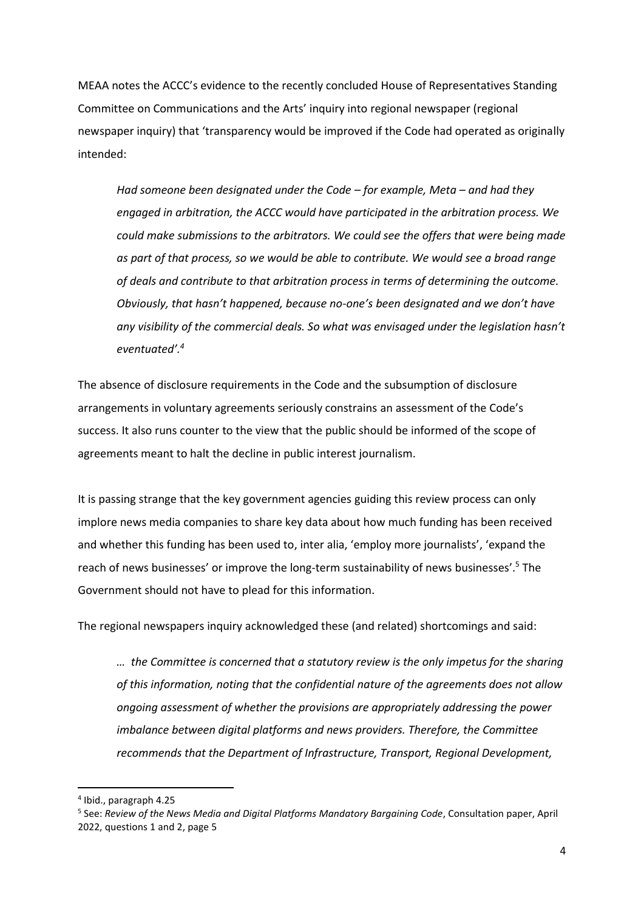MEAA notes the ACCC's evidence to the recently concluded House of Representatives Standing Committee on Communications and the Arts' inquiry into regional newspaper (regional newspaper inquiry) that 'transparency would be improved if the Code had operated as originally intended:

> *Had someone been designated under the Code – for example, Meta – and had they engaged in arbitration, the ACCC would have participated in the arbitration process. We could make submissions to the arbitrators. We could see the offers that were being made as part of that process, so we would be able to contribute. We would see a broad range of deals and contribute to that arbitration process in terms of determining the outcome. Obviously, that hasn't happened, because no-one's been designated and we don't have any visibility of the commercial deals. So what was envisaged under the legislation hasn't eventuated'.*[4]

The absence of disclosure requirements in the Code and the subsumption of disclosure arrangements in voluntary agreements seriously constrains an assessment of the Code's success. It also runs counter to the view that the public should be informed of the scope of agreements meant to halt the decline in public interest journalism.

It is passing strange that the key government agencies guiding this review process can only implore news media companies to share key data about how much funding has been received and whether this funding has been used to, inter alia, 'employ more journalists', 'expand the reach of news businesses' or improve the long-term sustainability of news businesses'.[5] The Government should not have to plead for this information.

The regional newspapers inquiry acknowledged these (and related) shortcomings and said:

> *… the Committee is concerned that a statutory review is the only impetus for the sharing of this information, noting that the confidential nature of the agreements does not allow ongoing assessment of whether the provisions are appropriately addressing the power imbalance between digital platforms and news providers. Therefore, the Committee recommends that the Department of Infrastructure, Transport, Regional Development,*

---

[4] Ibid., paragraph 4.25

[5] See: *Review of the News Media and Digital Platforms Mandatory Bargaining Code*, Consultation paper, April 2022, questions 1 and 2, page 5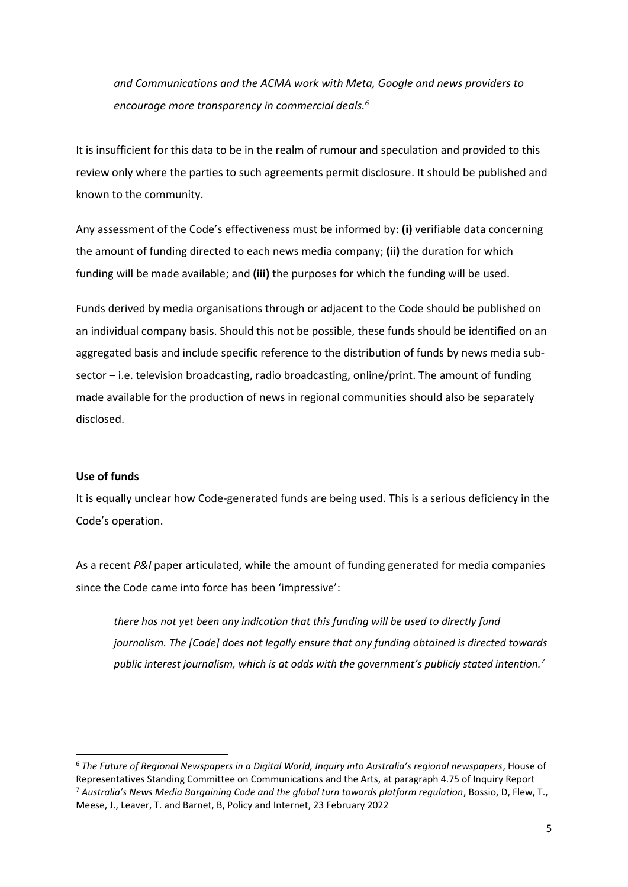> *and Communications and the ACMA work with Meta, Google and news providers to encourage more transparency in commercial deals.*[6]

It is insufficient for this data to be in the realm of rumour and speculation and provided to this review only where the parties to such agreements permit disclosure. It should be published and known to the community.

Any assessment of the Code's effectiveness must be informed by: **(i)** verifiable data concerning the amount of funding directed to each news media company; **(ii)** the duration for which funding will be made available; and **(iii)** the purposes for which the funding will be used.

Funds derived by media organisations through or adjacent to the Code should be published on an individual company basis. Should this not be possible, these funds should be identified on an aggregated basis and include specific reference to the distribution of funds by news media sub-sector – i.e. television broadcasting, radio broadcasting, online/print. The amount of funding made available for the production of news in regional communities should also be separately disclosed.

**Use of funds**

It is equally unclear how Code-generated funds are being used. This is a serious deficiency in the Code's operation.

As a recent *P&I* paper articulated, while the amount of funding generated for media companies since the Code came into force has been 'impressive':

> *there has not yet been any indication that this funding will be used to directly fund journalism. The [Code] does not legally ensure that any funding obtained is directed towards public interest journalism, which is at odds with the government's publicly stated intention.*[7]

---

[6] *The Future of Regional Newspapers in a Digital World, Inquiry into Australia's regional newspapers*, House of Representatives Standing Committee on Communications and the Arts, at paragraph 4.75 of Inquiry Report

[7] *Australia's News Media Bargaining Code and the global turn towards platform regulation*, Bossio, D, Flew, T., Meese, J., Leaver, T. and Barnet, B, Policy and Internet, 23 February 2022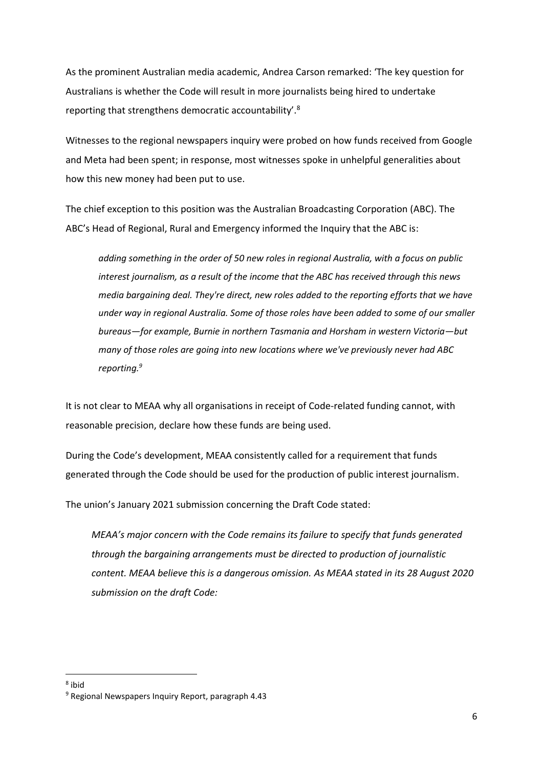As the prominent Australian media academic, Andrea Carson remarked: 'The key question for Australians is whether the Code will result in more journalists being hired to undertake reporting that strengthens democratic accountability'.[8]

Witnesses to the regional newspapers inquiry were probed on how funds received from Google and Meta had been spent; in response, most witnesses spoke in unhelpful generalities about how this new money had been put to use.

The chief exception to this position was the Australian Broadcasting Corporation (ABC). The ABC's Head of Regional, Rural and Emergency informed the Inquiry that the ABC is:

> *adding something in the order of 50 new roles in regional Australia, with a focus on public interest journalism, as a result of the income that the ABC has received through this news media bargaining deal. They're direct, new roles added to the reporting efforts that we have under way in regional Australia. Some of those roles have been added to some of our smaller bureaus—for example, Burnie in northern Tasmania and Horsham in western Victoria—but many of those roles are going into new locations where we've previously never had ABC reporting.*[9]

It is not clear to MEAA why all organisations in receipt of Code-related funding cannot, with reasonable precision, declare how these funds are being used.

During the Code's development, MEAA consistently called for a requirement that funds generated through the Code should be used for the production of public interest journalism.

The union's January 2021 submission concerning the Draft Code stated:

> *MEAA's major concern with the Code remains its failure to specify that funds generated through the bargaining arrangements must be directed to production of journalistic content. MEAA believe this is a dangerous omission. As MEAA stated in its 28 August 2020 submission on the draft Code:*

---

[8] ibid

[9] Regional Newspapers Inquiry Report, paragraph 4.43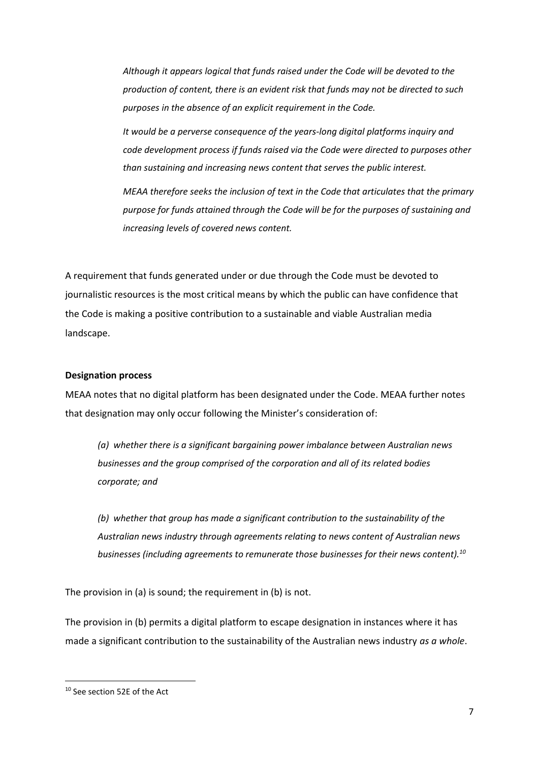> *Although it appears logical that funds raised under the Code will be devoted to the production of content, there is an evident risk that funds may not be directed to such purposes in the absence of an explicit requirement in the Code.*
>
> *It would be a perverse consequence of the years-long digital platforms inquiry and code development process if funds raised via the Code were directed to purposes other than sustaining and increasing news content that serves the public interest.*
>
> *MEAA therefore seeks the inclusion of text in the Code that articulates that the primary purpose for funds attained through the Code will be for the purposes of sustaining and increasing levels of covered news content.*

A requirement that funds generated under or due through the Code must be devoted to journalistic resources is the most critical means by which the public can have confidence that the Code is making a positive contribution to a sustainable and viable Australian media landscape.

**Designation process**

MEAA notes that no digital platform has been designated under the Code. MEAA further notes that designation may only occur following the Minister's consideration of:

> *(a) whether there is a significant bargaining power imbalance between Australian news businesses and the group comprised of the corporation and all of its related bodies corporate; and*
>
> *(b) whether that group has made a significant contribution to the sustainability of the Australian news industry through agreements relating to news content of Australian news businesses (including agreements to remunerate those businesses for their news content).*[10]

The provision in (a) is sound; the requirement in (b) is not.

The provision in (b) permits a digital platform to escape designation in instances where it has made a significant contribution to the sustainability of the Australian news industry *as a whole*.

[10] See section 52E of the Act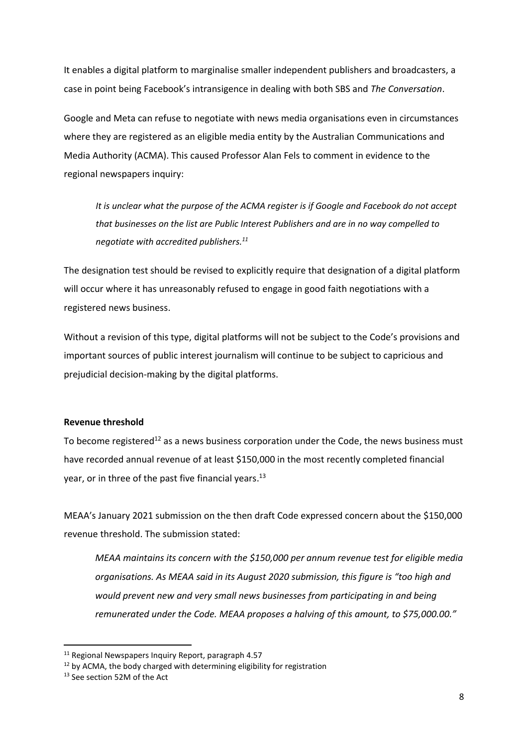It enables a digital platform to marginalise smaller independent publishers and broadcasters, a case in point being Facebook's intransigence in dealing with both SBS and *The Conversation*.

Google and Meta can refuse to negotiate with news media organisations even in circumstances where they are registered as an eligible media entity by the Australian Communications and Media Authority (ACMA). This caused Professor Alan Fels to comment in evidence to the regional newspapers inquiry:

> *It is unclear what the purpose of the ACMA register is if Google and Facebook do not accept that businesses on the list are Public Interest Publishers and are in no way compelled to negotiate with accredited publishers.*[11]

The designation test should be revised to explicitly require that designation of a digital platform will occur where it has unreasonably refused to engage in good faith negotiations with a registered news business.

Without a revision of this type, digital platforms will not be subject to the Code's provisions and important sources of public interest journalism will continue to be subject to capricious and prejudicial decision-making by the digital platforms.

**Revenue threshold**

To become registered[12] as a news business corporation under the Code, the news business must have recorded annual revenue of at least $150,000 in the most recently completed financial year, or in three of the past five financial years.[13]

MEAA's January 2021 submission on the then draft Code expressed concern about the $150,000 revenue threshold. The submission stated:

> *MEAA maintains its concern with the $150,000 per annum revenue test for eligible media organisations. As MEAA said in its August 2020 submission, this figure is "too high and would prevent new and very small news businesses from participating in and being remunerated under the Code. MEAA proposes a halving of this amount, to $75,000.00."*

---

[11] Regional Newspapers Inquiry Report, paragraph 4.57

[12] by ACMA, the body charged with determining eligibility for registration

[13] See section 52M of the Act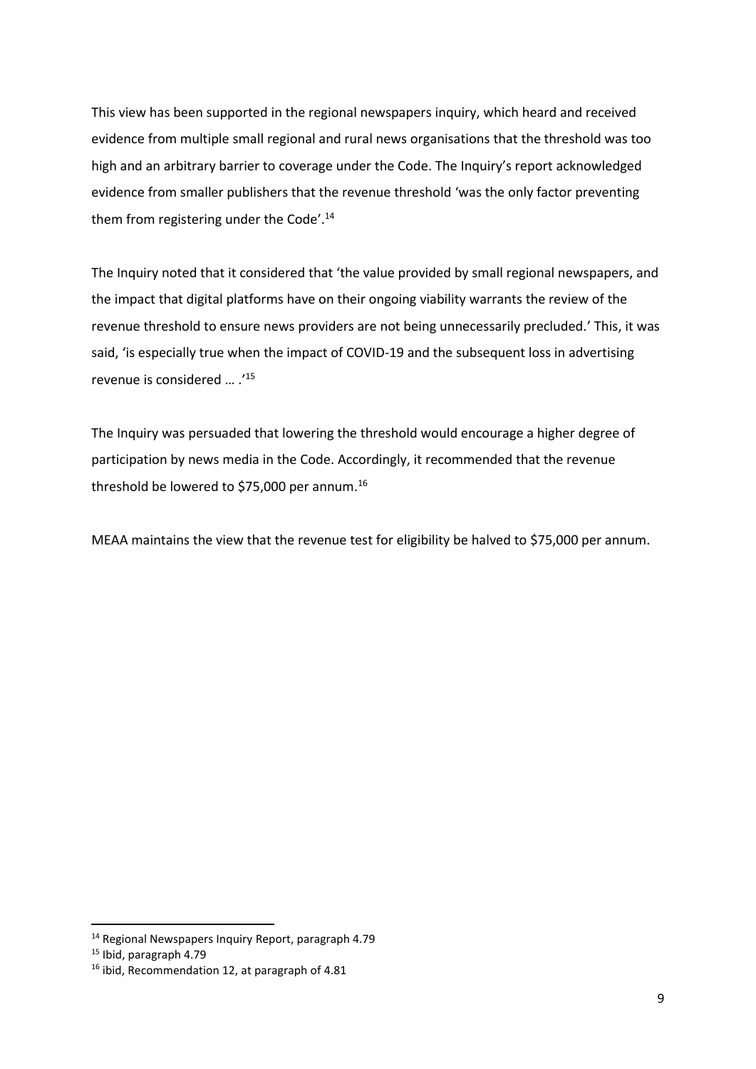This view has been supported in the regional newspapers inquiry, which heard and received evidence from multiple small regional and rural news organisations that the threshold was too high and an arbitrary barrier to coverage under the Code. The Inquiry's report acknowledged evidence from smaller publishers that the revenue threshold 'was the only factor preventing them from registering under the Code'.[14]

The Inquiry noted that it considered that 'the value provided by small regional newspapers, and the impact that digital platforms have on their ongoing viability warrants the review of the revenue threshold to ensure news providers are not being unnecessarily precluded.' This, it was said, 'is especially true when the impact of COVID-19 and the subsequent loss in advertising revenue is considered … .'[15]

The Inquiry was persuaded that lowering the threshold would encourage a higher degree of participation by news media in the Code. Accordingly, it recommended that the revenue threshold be lowered to $75,000 per annum.[16]

MEAA maintains the view that the revenue test for eligibility be halved to $75,000 per annum.

---

[14] Regional Newspapers Inquiry Report, paragraph 4.79

[15] Ibid, paragraph 4.79

[16] ibid, Recommendation 12, at paragraph of 4.81